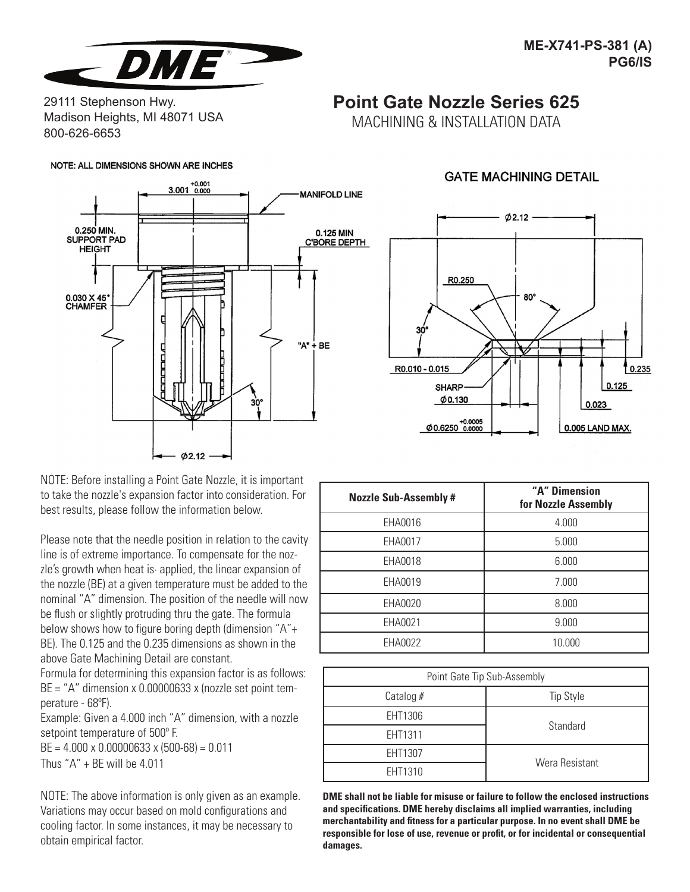ME-X741-PS-381 (A)
PG6/IS

DME

29111 Stephenson Hwy.
Madison Heights, MI 48071 USA
800-626-6653

# Point Gate Nozzle Series 625

## MACHINING & INSTALLATION DATA

NOTE: ALL DIMENSIONS SHOWN ARE INCHES

3.001 +0.001/0.000
MANIFOLD LINE
0.250 MIN. SUPPORT PAD HEIGHT
0.125 MIN C'BORE DEPTH
0.030 X 45° CHAMFER
"A" + BE
30°
Ø2.12

GATE MACHINING DETAIL

Ø2.12
R0.250
80°
30°
R0.010 - 0.015
SHARP
Ø0.130
Ø0.6250 +0.0005/0.0000
0.235
0.125
0.023
0.005 LAND MAX.

NOTE: Before installing a Point Gate Nozzle, it is important to take the nozzle's expansion factor into consideration. For best results, please follow the information below.

Please note that the needle position in relation to the cavity line is of extreme importance. To compensate for the nozzle's growth when heat is applied, the linear expansion of the nozzle (BE) at a given temperature must be added to the nominal "A" dimension. The position of the needle will now be flush or slightly protruding thru the gate. The formula below shows how to figure boring depth (dimension "A"+ BE). The 0.125 and the 0.235 dimensions as shown in the above Gate Machining Detail are constant.

Formula for determining this expansion factor is as follows:
BE = "A" dimension x 0.00000633 x (nozzle set point temperature - 68°F).

Example: Given a 4.000 inch "A" dimension, with a nozzle setpoint temperature of 500° F.
BE = 4.000 x 0.00000633 x (500-68) = 0.011
Thus "A" + BE will be 4.011

NOTE: The above information is only given as an example. Variations may occur based on mold configurations and cooling factor. In some instances, it may be necessary to obtain empirical factor.

| Nozzle Sub-Assembly # | "A" Dimension for Nozzle Assembly |
|---|---|
| EHA0016 | 4.000 |
| EHA0017 | 5.000 |
| EHA0018 | 6.000 |
| EHA0019 | 7.000 |
| EHA0020 | 8.000 |
| EHA0021 | 9.000 |
| EHA0022 | 10.000 |

| Point Gate Tip Sub-Assembly | |
|---|---|
| Catalog # | Tip Style |
| EHT1306 | Standard |
| EHT1311 | |
| EHT1307 | Wera Resistant |
| EHT1310 | |

**DME shall not be liable for misuse or failure to follow the enclosed instructions and specifications. DME hereby disclaims all implied warranties, including merchantability and fitness for a particular purpose. In no event shall DME be responsible for lose of use, revenue or profit, or for incidental or consequential damages.**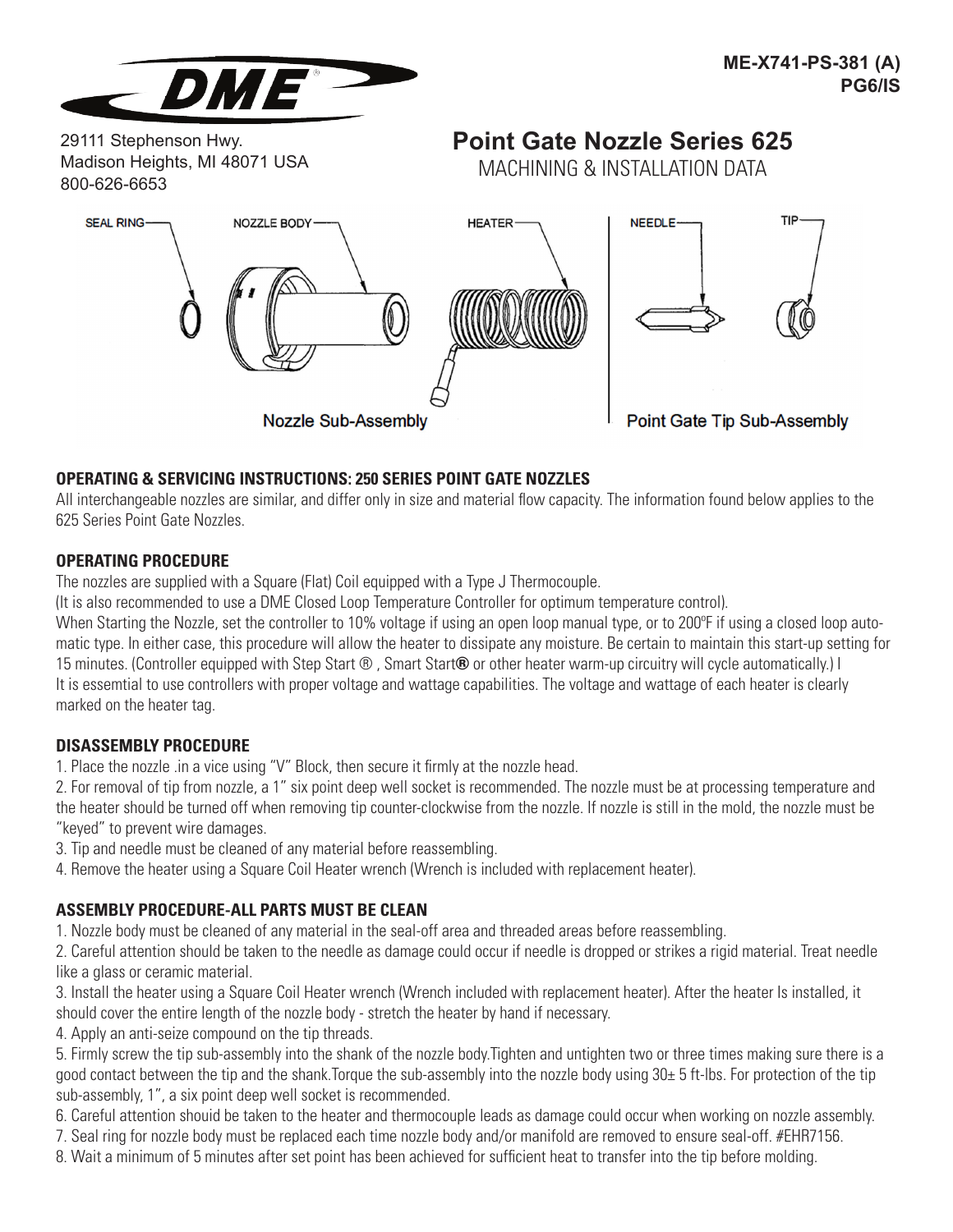ME-X741-PS-381 (A)
PG6/IS

DME

29111 Stephenson Hwy.
Madison Heights, MI 48071 USA
800-626-6653

# Point Gate Nozzle Series 625

MACHINING & INSTALLATION DATA

SEAL RING — NOZZLE BODY — HEATER — NEEDLE — TIP

Nozzle Sub-Assembly — Point Gate Tip Sub-Assembly

### OPERATING & SERVICING INSTRUCTIONS: 250 SERIES POINT GATE NOZZLES

All interchangeable nozzles are similar, and differ only in size and material flow capacity. The information found below applies to the 625 Series Point Gate Nozzles.

### OPERATING PROCEDURE

The nozzles are supplied with a Square (Flat) Coil equipped with a Type J Thermocouple.
(It is also recommended to use a DME Closed Loop Temperature Controller for optimum temperature control).
When Starting the Nozzle, set the controller to 10% voltage if using an open loop manual type, or to 200ºF if using a closed loop automatic type. In either case, this procedure will allow the heater to dissipate any moisture. Be certain to maintain this start-up setting for 15 minutes. (Controller equipped with Step Start ® , Smart Start® or other heater warm-up circuitry will cycle automatically.) I
It is essemtial to use controllers with proper voltage and wattage capabilities. The voltage and wattage of each heater is clearly marked on the heater tag.

### DISASSEMBLY PROCEDURE

1. Place the nozzle .in a vice using "V" Block, then secure it firmly at the nozzle head.
2. For removal of tip from nozzle, a 1" six point deep well socket is recommended. The nozzle must be at processing temperature and the heater should be turned off when removing tip counter-clockwise from the nozzle. If nozzle is still in the mold, the nozzle must be "keyed" to prevent wire damages.
3. Tip and needle must be cleaned of any material before reassembling.
4. Remove the heater using a Square Coil Heater wrench (Wrench is included with replacement heater).

### ASSEMBLY PROCEDURE-ALL PARTS MUST BE CLEAN

1. Nozzle body must be cleaned of any material in the seal-off area and threaded areas before reassembling.
2. Careful attention should be taken to the needle as damage could occur if needle is dropped or strikes a rigid material. Treat needle like a glass or ceramic material.
3. Install the heater using a Square Coil Heater wrench (Wrench included with replacement heater). After the heater Is installed, it should cover the entire length of the nozzle body - stretch the heater by hand if necessary.
4. Apply an anti-seize compound on the tip threads.
5. Firmly screw the tip sub-assembly into the shank of the nozzle body.Tighten and untighten two or three times making sure there is a good contact between the tip and the shank.Torque the sub-assembly into the nozzle body using 30± 5 ft-lbs. For protection of the tip sub-assembly, 1", a six point deep well socket is recommended.
6. Careful attention shouid be taken to the heater and thermocouple leads as damage could occur when working on nozzle assembly.
7. Seal ring for nozzle body must be replaced each time nozzle body and/or manifold are removed to ensure seal-off. #EHR7156.
8. Wait a minimum of 5 minutes after set point has been achieved for sufficient heat to transfer into the tip before molding.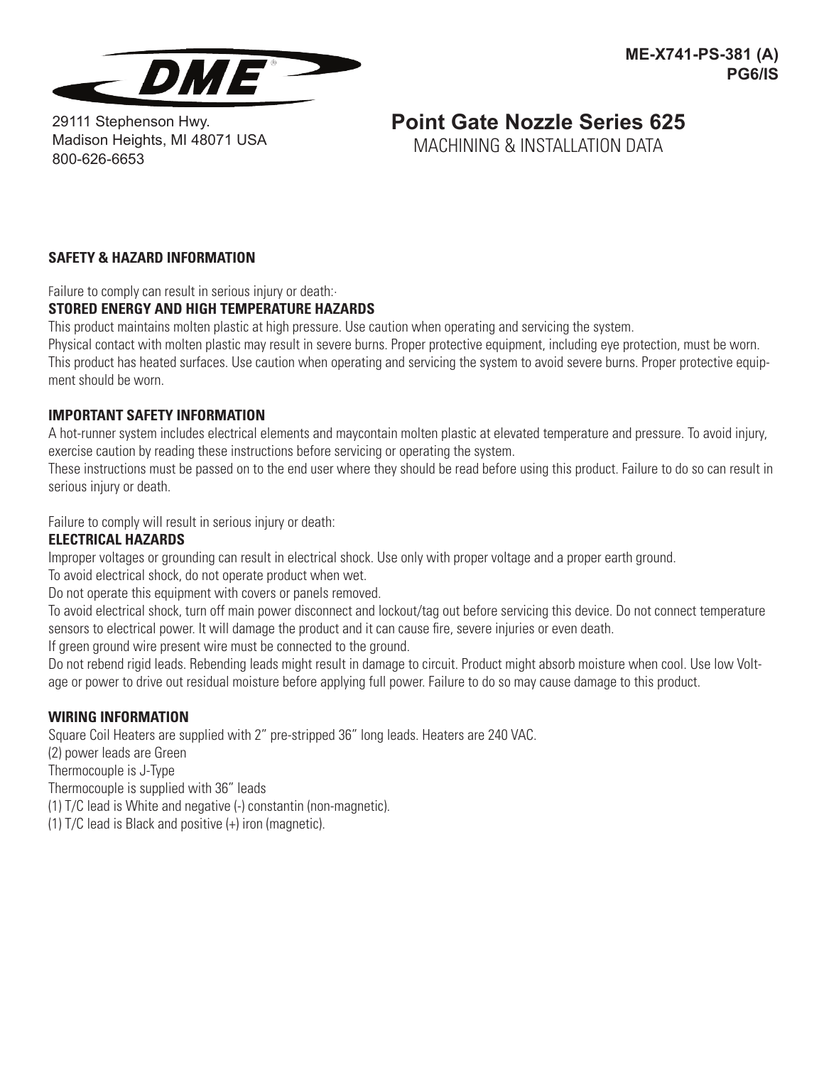**ME-X741-PS-381 (A)**
**PG6/IS**

DME®

29111 Stephenson Hwy.
Madison Heights, MI 48071 USA
800-626-6653

# Point Gate Nozzle Series 625

MACHINING & INSTALLATION DATA

### SAFETY & HAZARD INFORMATION

Failure to comply can result in serious injury or death:·

**STORED ENERGY AND HIGH TEMPERATURE HAZARDS**

This product maintains molten plastic at high pressure. Use caution when operating and servicing the system.
Physical contact with molten plastic may result in severe burns. Proper protective equipment, including eye protection, must be worn.
This product has heated surfaces. Use caution when operating and servicing the system to avoid severe burns. Proper protective equipment should be worn.

### IMPORTANT SAFETY INFORMATION

A hot-runner system includes electrical elements and maycontain molten plastic at elevated temperature and pressure. To avoid injury, exercise caution by reading these instructions before servicing or operating the system.
These instructions must be passed on to the end user where they should be read before using this product. Failure to do so can result in serious injury or death.

Failure to comply will result in serious injury or death:

**ELECTRICAL HAZARDS**

Improper voltages or grounding can result in electrical shock. Use only with proper voltage and a proper earth ground.
To avoid electrical shock, do not operate product when wet.
Do not operate this equipment with covers or panels removed.
To avoid electrical shock, turn off main power disconnect and lockout/tag out before servicing this device. Do not connect temperature sensors to electrical power. It will damage the product and it can cause fire, severe injuries or even death.
If green ground wire present wire must be connected to the ground.
Do not rebend rigid leads. Rebending leads might result in damage to circuit. Product might absorb moisture when cool. Use low Voltage or power to drive out residual moisture before applying full power. Failure to do so may cause damage to this product.

### WIRING INFORMATION

Square Coil Heaters are supplied with 2” pre-stripped 36” long leads. Heaters are 240 VAC.
(2) power leads are Green
Thermocouple is J-Type
Thermocouple is supplied with 36” leads
(1) T/C lead is White and negative (-) constantin (non-magnetic).
(1) T/C lead is Black and positive (+) iron (magnetic).